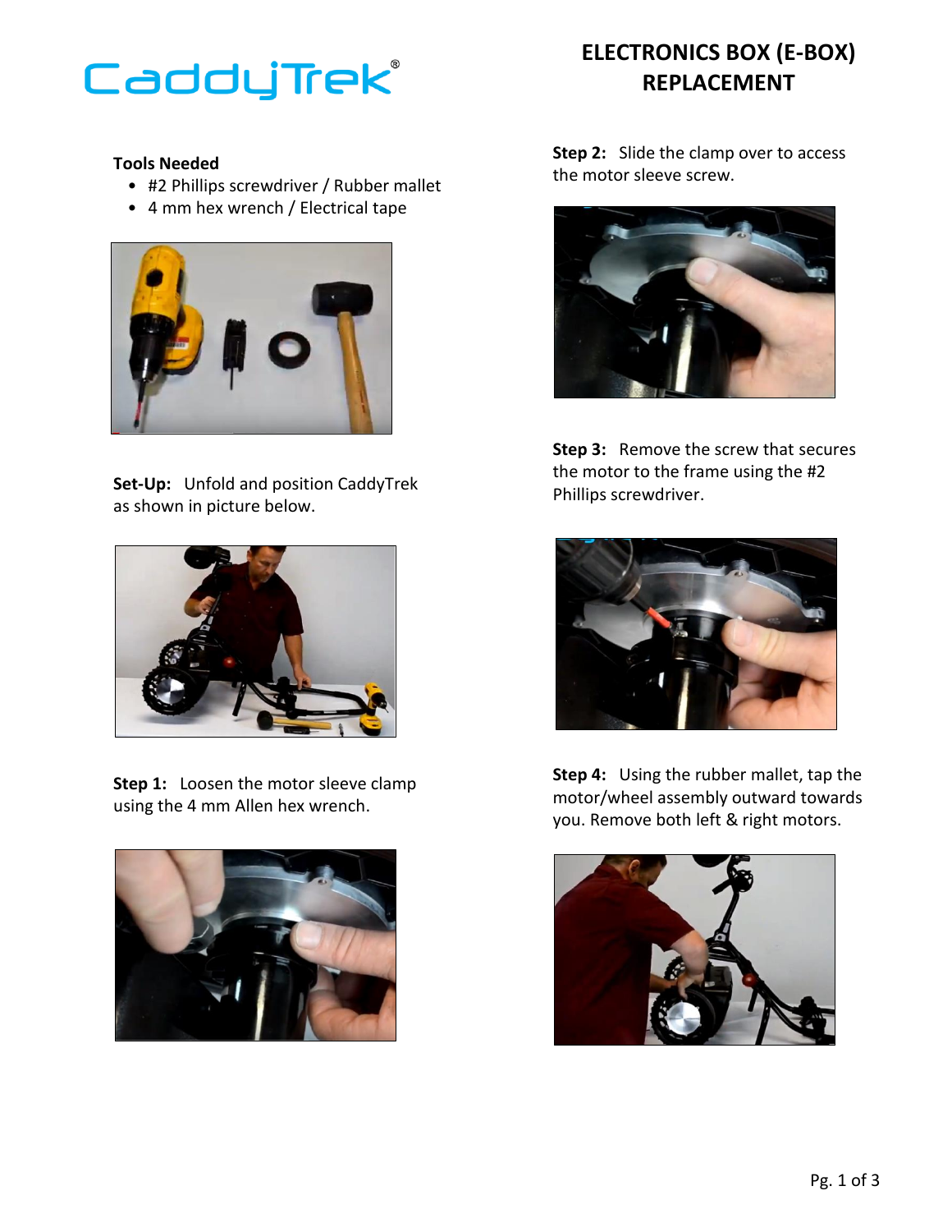CaddyTrek®

# ELECTRONICS BOX (E-BOX) REPLACEMENT

**Tools Needed**

- #2 Phillips screwdriver / Rubber mallet
- 4 mm hex wrench / Electrical tape

**Set-Up:** Unfold and position CaddyTrek as shown in picture below.

**Step 1:** Loosen the motor sleeve clamp using the 4 mm Allen hex wrench.

**Step 2:** Slide the clamp over to access the motor sleeve screw.

**Step 3:** Remove the screw that secures the motor to the frame using the #2 Phillips screwdriver.

**Step 4:** Using the rubber mallet, tap the motor/wheel assembly outward towards you. Remove both left & right motors.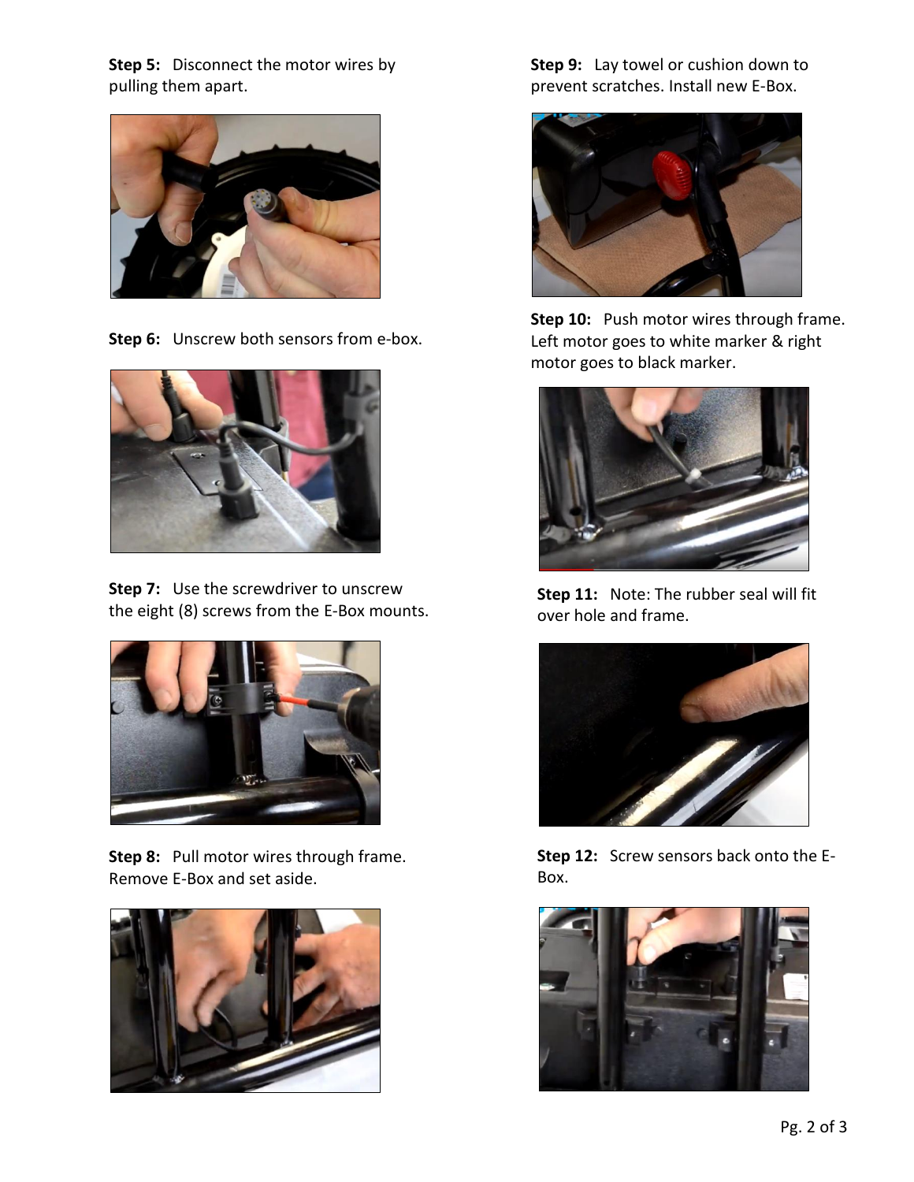**Step 5:** Disconnect the motor wires by pulling them apart.

**Step 6:** Unscrew both sensors from e-box.

**Step 7:** Use the screwdriver to unscrew the eight (8) screws from the E-Box mounts.

**Step 8:** Pull motor wires through frame. Remove E-Box and set aside.

**Step 9:** Lay towel or cushion down to prevent scratches. Install new E-Box.

**Step 10:** Push motor wires through frame. Left motor goes to white marker & right motor goes to black marker.

**Step 11:** Note: The rubber seal will fit over hole and frame.

**Step 12:** Screw sensors back onto the E-Box.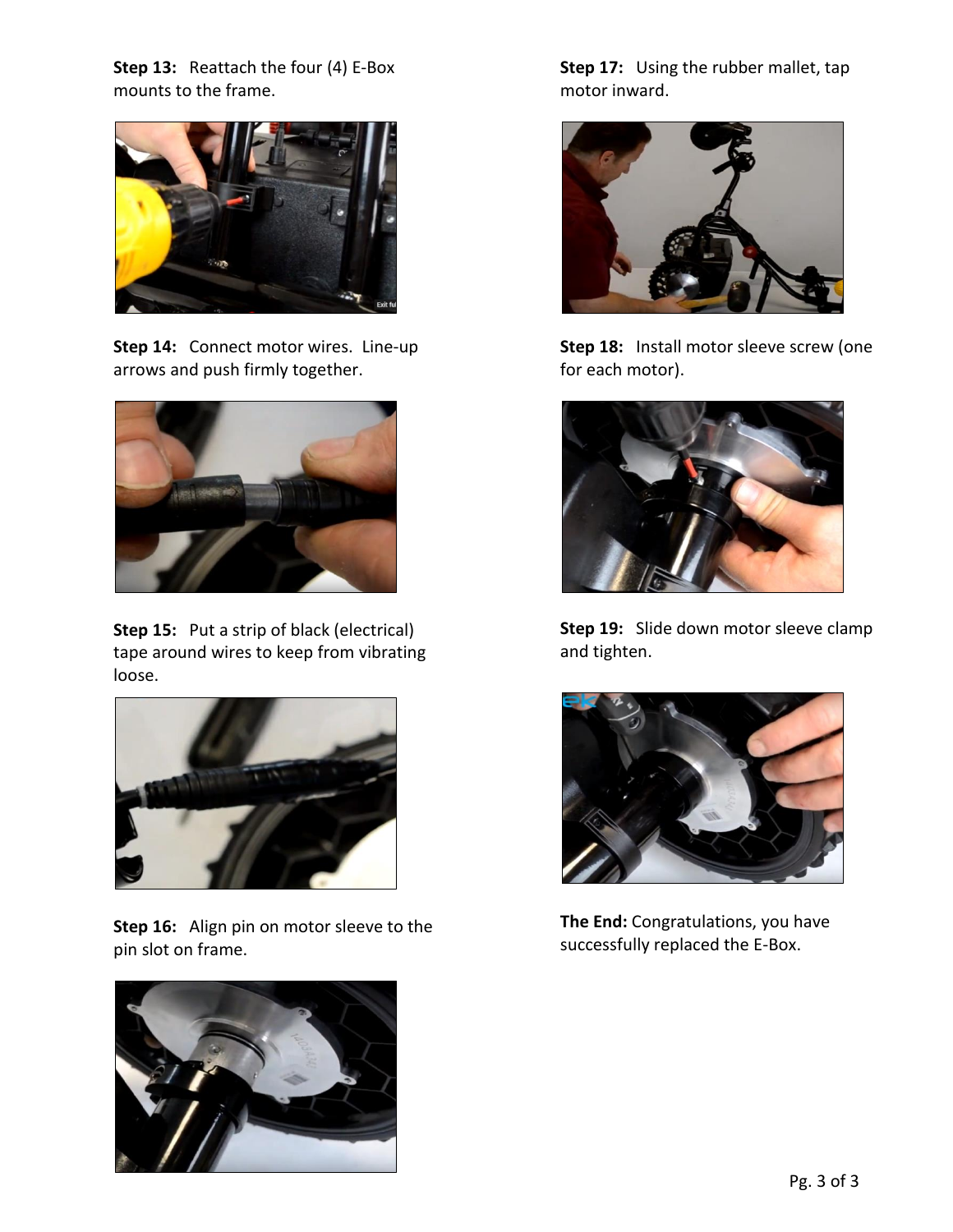**Step 13:** Reattach the four (4) E-Box mounts to the frame.

**Step 14:** Connect motor wires. Line-up arrows and push firmly together.

**Step 15:** Put a strip of black (electrical) tape around wires to keep from vibrating loose.

**Step 16:** Align pin on motor sleeve to the pin slot on frame.

**Step 17:** Using the rubber mallet, tap motor inward.

**Step 18:** Install motor sleeve screw (one for each motor).

**Step 19:** Slide down motor sleeve clamp and tighten.

**The End:** Congratulations, you have successfully replaced the E-Box.